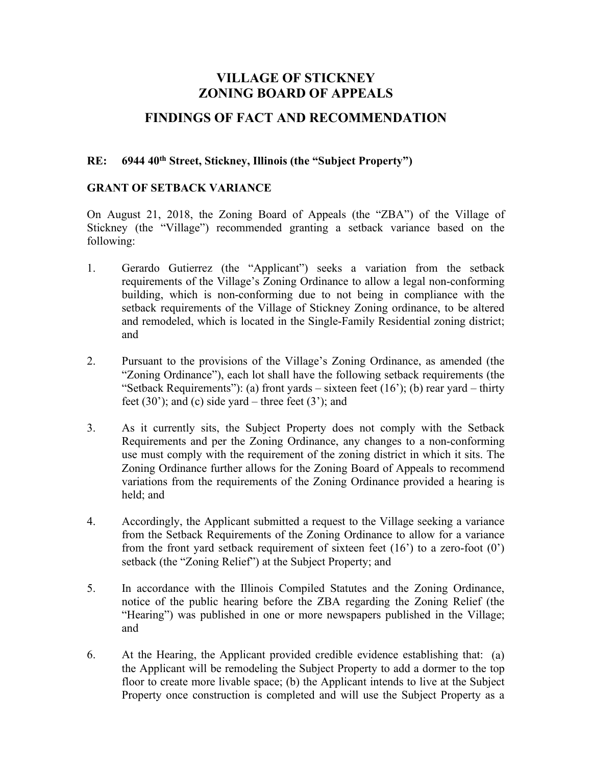# VILLAGE OF STICKNEY
# ZONING BOARD OF APPEALS

## FINDINGS OF FACT AND RECOMMENDATION

**RE: 6944 40th Street, Stickney, Illinois (the "Subject Property")**

**GRANT OF SETBACK VARIANCE**

On August 21, 2018, the Zoning Board of Appeals (the "ZBA") of the Village of Stickney (the "Village") recommended granting a setback variance based on the following:

1. Gerardo Gutierrez (the "Applicant") seeks a variation from the setback requirements of the Village's Zoning Ordinance to allow a legal non-conforming building, which is non-conforming due to not being in compliance with the setback requirements of the Village of Stickney Zoning ordinance, to be altered and remodeled, which is located in the Single-Family Residential zoning district; and

2. Pursuant to the provisions of the Village's Zoning Ordinance, as amended (the "Zoning Ordinance"), each lot shall have the following setback requirements (the "Setback Requirements"): (a) front yards – sixteen feet (16'); (b) rear yard – thirty feet (30'); and (c) side yard – three feet (3'); and

3. As it currently sits, the Subject Property does not comply with the Setback Requirements and per the Zoning Ordinance, any changes to a non-conforming use must comply with the requirement of the zoning district in which it sits. The Zoning Ordinance further allows for the Zoning Board of Appeals to recommend variations from the requirements of the Zoning Ordinance provided a hearing is held; and

4. Accordingly, the Applicant submitted a request to the Village seeking a variance from the Setback Requirements of the Zoning Ordinance to allow for a variance from the front yard setback requirement of sixteen feet (16') to a zero-foot (0') setback (the "Zoning Relief") at the Subject Property; and

5. In accordance with the Illinois Compiled Statutes and the Zoning Ordinance, notice of the public hearing before the ZBA regarding the Zoning Relief (the "Hearing") was published in one or more newspapers published in the Village; and

6. At the Hearing, the Applicant provided credible evidence establishing that: (a) the Applicant will be remodeling the Subject Property to add a dormer to the top floor to create more livable space; (b) the Applicant intends to live at the Subject Property once construction is completed and will use the Subject Property as a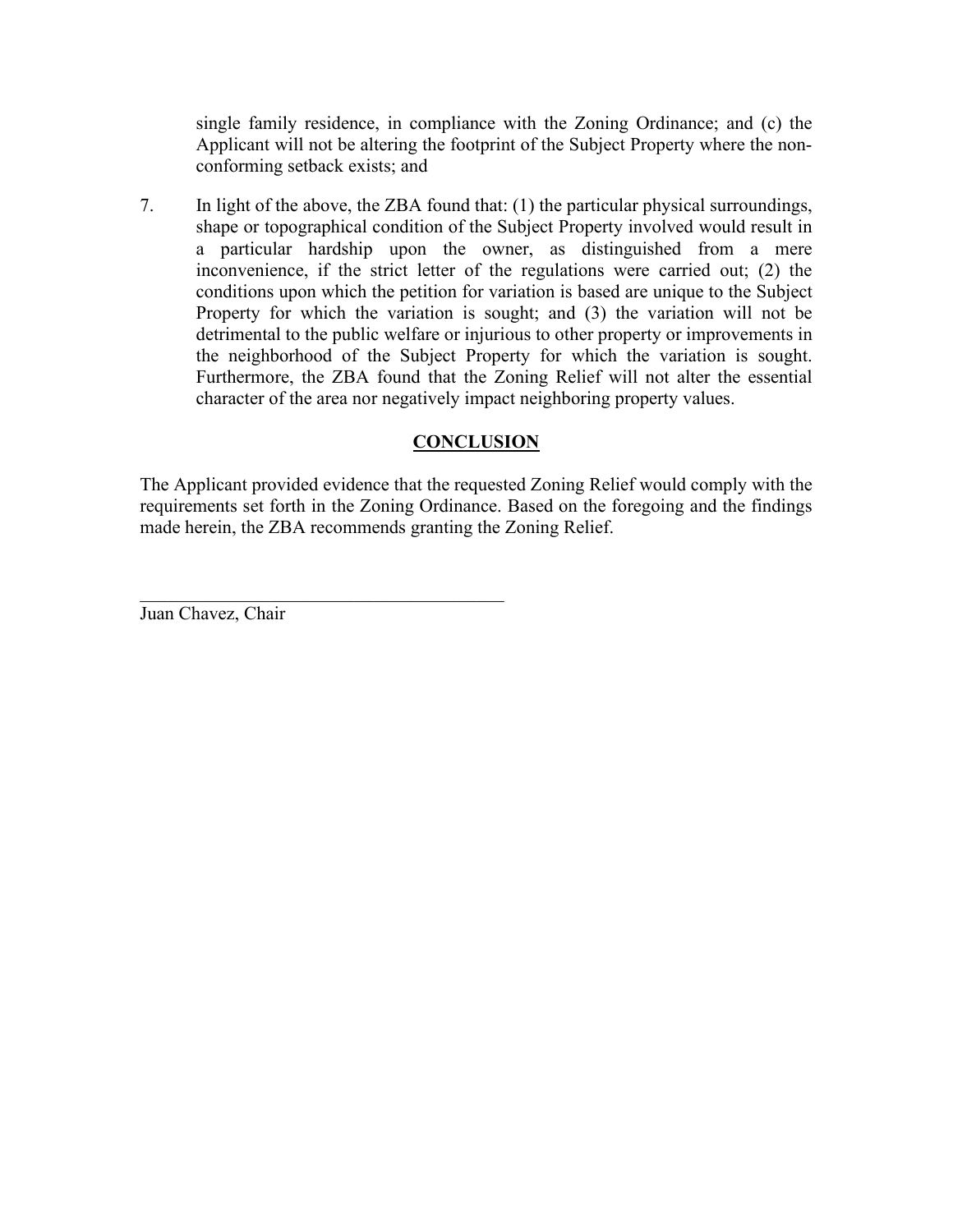single family residence, in compliance with the Zoning Ordinance; and (c) the Applicant will not be altering the footprint of the Subject Property where the non-conforming setback exists; and

7. In light of the above, the ZBA found that: (1) the particular physical surroundings, shape or topographical condition of the Subject Property involved would result in a particular hardship upon the owner, as distinguished from a mere inconvenience, if the strict letter of the regulations were carried out; (2) the conditions upon which the petition for variation is based are unique to the Subject Property for which the variation is sought; and (3) the variation will not be detrimental to the public welfare or injurious to other property or improvements in the neighborhood of the Subject Property for which the variation is sought. Furthermore, the ZBA found that the Zoning Relief will not alter the essential character of the area nor negatively impact neighboring property values.

## **CONCLUSION**

The Applicant provided evidence that the requested Zoning Relief would comply with the requirements set forth in the Zoning Ordinance. Based on the foregoing and the findings made herein, the ZBA recommends granting the Zoning Relief.

\_\_\_\_\_\_\_\_\_\_\_\_\_\_\_\_\_\_\_\_\_\_\_\_\_\_\_\_\_\_\_\_\_\_\_\_\_\_\_\_

Juan Chavez, Chair